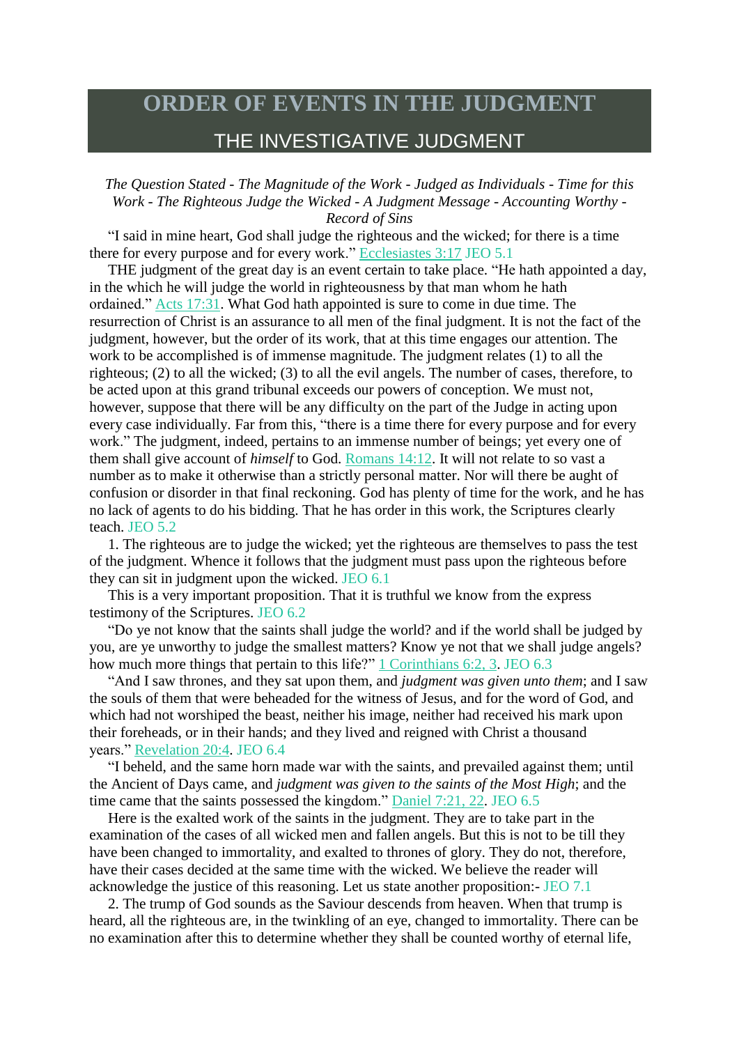# ORDER OF EVENTS IN THE JUDGMENT

## THE INVESTIGATIVE JUDGMENT

*The Question Stated - The Magnitude of the Work - Judged as Individuals - Time for this Work - The Righteous Judge the Wicked - A Judgment Message - Accounting Worthy - Record of Sins*

"I said in mine heart, God shall judge the righteous and the wicked; for there is a time there for every purpose and for every work." Ecclesiastes 3:17 JEO 5.1

THE judgment of the great day is an event certain to take place. "He hath appointed a day, in the which he will judge the world in righteousness by that man whom he hath ordained." Acts 17:31. What God hath appointed is sure to come in due time. The resurrection of Christ is an assurance to all men of the final judgment. It is not the fact of the judgment, however, but the order of its work, that at this time engages our attention. The work to be accomplished is of immense magnitude. The judgment relates (1) to all the righteous; (2) to all the wicked; (3) to all the evil angels. The number of cases, therefore, to be acted upon at this grand tribunal exceeds our powers of conception. We must not, however, suppose that there will be any difficulty on the part of the Judge in acting upon every case individually. Far from this, "there is a time there for every purpose and for every work." The judgment, indeed, pertains to an immense number of beings; yet every one of them shall give account of *himself* to God. Romans 14:12. It will not relate to so vast a number as to make it otherwise than a strictly personal matter. Nor will there be aught of confusion or disorder in that final reckoning. God has plenty of time for the work, and he has no lack of agents to do his bidding. That he has order in this work, the Scriptures clearly teach. JEO 5.2

1. The righteous are to judge the wicked; yet the righteous are themselves to pass the test of the judgment. Whence it follows that the judgment must pass upon the righteous before they can sit in judgment upon the wicked. JEO 6.1

This is a very important proposition. That it is truthful we know from the express testimony of the Scriptures. JEO 6.2

"Do ye not know that the saints shall judge the world? and if the world shall be judged by you, are ye unworthy to judge the smallest matters? Know ye not that we shall judge angels? how much more things that pertain to this life?" 1 Corinthians 6:2, 3. JEO 6.3

"And I saw thrones, and they sat upon them, and *judgment was given unto them*; and I saw the souls of them that were beheaded for the witness of Jesus, and for the word of God, and which had not worshiped the beast, neither his image, neither had received his mark upon their foreheads, or in their hands; and they lived and reigned with Christ a thousand years." Revelation 20:4. JEO 6.4

"I beheld, and the same horn made war with the saints, and prevailed against them; until the Ancient of Days came, and *judgment was given to the saints of the Most High*; and the time came that the saints possessed the kingdom." Daniel 7:21, 22. JEO 6.5

Here is the exalted work of the saints in the judgment. They are to take part in the examination of the cases of all wicked men and fallen angels. But this is not to be till they have been changed to immortality, and exalted to thrones of glory. They do not, therefore, have their cases decided at the same time with the wicked. We believe the reader will acknowledge the justice of this reasoning. Let us state another proposition:- JEO 7.1

2. The trump of God sounds as the Saviour descends from heaven. When that trump is heard, all the righteous are, in the twinkling of an eye, changed to immortality. There can be no examination after this to determine whether they shall be counted worthy of eternal life,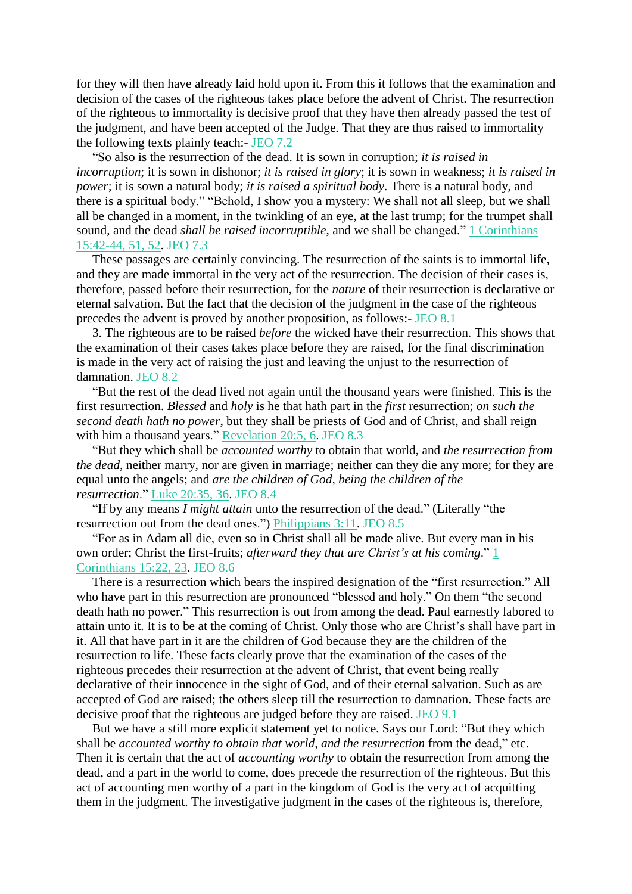for they will then have already laid hold upon it. From this it follows that the examination and decision of the cases of the righteous takes place before the advent of Christ. The resurrection of the righteous to immortality is decisive proof that they have then already passed the test of the judgment, and have been accepted of the Judge. That they are thus raised to immortality the following texts plainly teach:- JEO 7.2

"So also is the resurrection of the dead. It is sown in corruption; *it is raised in incorruption*; it is sown in dishonor; *it is raised in glory*; it is sown in weakness; *it is raised in power*; it is sown a natural body; *it is raised a spiritual body*. There is a natural body, and there is a spiritual body." "Behold, I show you a mystery: We shall not all sleep, but we shall all be changed in a moment, in the twinkling of an eye, at the last trump; for the trumpet shall sound, and the dead *shall be raised incorruptible*, and we shall be changed." 1 Corinthians 15:42-44, 51, 52. JEO 7.3

These passages are certainly convincing. The resurrection of the saints is to immortal life, and they are made immortal in the very act of the resurrection. The decision of their cases is, therefore, passed before their resurrection, for the *nature* of their resurrection is declarative or eternal salvation. But the fact that the decision of the judgment in the case of the righteous precedes the advent is proved by another proposition, as follows:- JEO 8.1

3. The righteous are to be raised *before* the wicked have their resurrection. This shows that the examination of their cases takes place before they are raised, for the final discrimination is made in the very act of raising the just and leaving the unjust to the resurrection of damnation. JEO 8.2

"But the rest of the dead lived not again until the thousand years were finished. This is the first resurrection. *Blessed* and *holy* is he that hath part in the *first* resurrection; *on such the second death hath no power*, but they shall be priests of God and of Christ, and shall reign with him a thousand years." Revelation 20:5, 6. JEO 8.3

"But they which shall be *accounted worthy* to obtain that world, and *the resurrection from the dead*, neither marry, nor are given in marriage; neither can they die any more; for they are equal unto the angels; and *are the children of God, being the children of the resurrection*." Luke 20:35, 36. JEO 8.4

"If by any means *I might attain* unto the resurrection of the dead." (Literally "the resurrection out from the dead ones.") Philippians 3:11. JEO 8.5

"For as in Adam all die, even so in Christ shall all be made alive. But every man in his own order; Christ the first-fruits; *afterward they that are Christ's at his coming*." 1 Corinthians 15:22, 23. JEO 8.6

There is a resurrection which bears the inspired designation of the "first resurrection." All who have part in this resurrection are pronounced "blessed and holy." On them "the second death hath no power." This resurrection is out from among the dead. Paul earnestly labored to attain unto it. It is to be at the coming of Christ. Only those who are Christ's shall have part in it. All that have part in it are the children of God because they are the children of the resurrection to life. These facts clearly prove that the examination of the cases of the righteous precedes their resurrection at the advent of Christ, that event being really declarative of their innocence in the sight of God, and of their eternal salvation. Such as are accepted of God are raised; the others sleep till the resurrection to damnation. These facts are decisive proof that the righteous are judged before they are raised. JEO 9.1

But we have a still more explicit statement yet to notice. Says our Lord: "But they which shall be *accounted worthy to obtain that world, and the resurrection* from the dead," etc. Then it is certain that the act of *accounting worthy* to obtain the resurrection from among the dead, and a part in the world to come, does precede the resurrection of the righteous. But this act of accounting men worthy of a part in the kingdom of God is the very act of acquitting them in the judgment. The investigative judgment in the cases of the righteous is, therefore,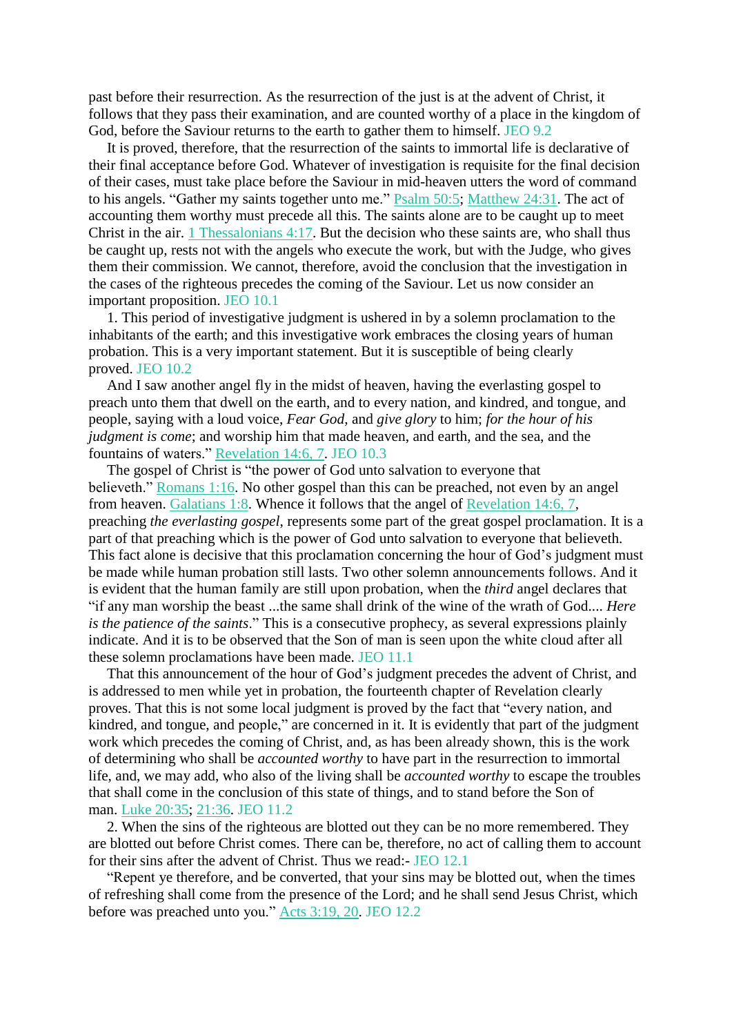past before their resurrection. As the resurrection of the just is at the advent of Christ, it follows that they pass their examination, and are counted worthy of a place in the kingdom of God, before the Saviour returns to the earth to gather them to himself. JEO 9.2

It is proved, therefore, that the resurrection of the saints to immortal life is declarative of their final acceptance before God. Whatever of investigation is requisite for the final decision of their cases, must take place before the Saviour in mid-heaven utters the word of command to his angels. "Gather my saints together unto me." Psalm 50:5; Matthew 24:31. The act of accounting them worthy must precede all this. The saints alone are to be caught up to meet Christ in the air. 1 Thessalonians 4:17. But the decision who these saints are, who shall thus be caught up, rests not with the angels who execute the work, but with the Judge, who gives them their commission. We cannot, therefore, avoid the conclusion that the investigation in the cases of the righteous precedes the coming of the Saviour. Let us now consider an important proposition. JEO 10.1

1. This period of investigative judgment is ushered in by a solemn proclamation to the inhabitants of the earth; and this investigative work embraces the closing years of human probation. This is a very important statement. But it is susceptible of being clearly proved. JEO 10.2

And I saw another angel fly in the midst of heaven, having the everlasting gospel to preach unto them that dwell on the earth, and to every nation, and kindred, and tongue, and people, saying with a loud voice, *Fear God*, and *give glory* to him; *for the hour of his judgment is come*; and worship him that made heaven, and earth, and the sea, and the fountains of waters." Revelation 14:6, 7. JEO 10.3

The gospel of Christ is "the power of God unto salvation to everyone that believeth." Romans 1:16. No other gospel than this can be preached, not even by an angel from heaven. Galatians 1:8. Whence it follows that the angel of Revelation 14:6, 7, preaching *the everlasting gospel*, represents some part of the great gospel proclamation. It is a part of that preaching which is the power of God unto salvation to everyone that believeth. This fact alone is decisive that this proclamation concerning the hour of God's judgment must be made while human probation still lasts. Two other solemn announcements follows. And it is evident that the human family are still upon probation, when the *third* angel declares that "if any man worship the beast ...the same shall drink of the wine of the wrath of God.... *Here is the patience of the saints*." This is a consecutive prophecy, as several expressions plainly indicate. And it is to be observed that the Son of man is seen upon the white cloud after all these solemn proclamations have been made. JEO 11.1

That this announcement of the hour of God's judgment precedes the advent of Christ, and is addressed to men while yet in probation, the fourteenth chapter of Revelation clearly proves. That this is not some local judgment is proved by the fact that "every nation, and kindred, and tongue, and people," are concerned in it. It is evidently that part of the judgment work which precedes the coming of Christ, and, as has been already shown, this is the work of determining who shall be *accounted worthy* to have part in the resurrection to immortal life, and, we may add, who also of the living shall be *accounted worthy* to escape the troubles that shall come in the conclusion of this state of things, and to stand before the Son of man. Luke 20:35; 21:36. JEO 11.2

2. When the sins of the righteous are blotted out they can be no more remembered. They are blotted out before Christ comes. There can be, therefore, no act of calling them to account for their sins after the advent of Christ. Thus we read:- JEO 12.1

"Repent ye therefore, and be converted, that your sins may be blotted out, when the times of refreshing shall come from the presence of the Lord; and he shall send Jesus Christ, which before was preached unto you." Acts 3:19, 20. JEO 12.2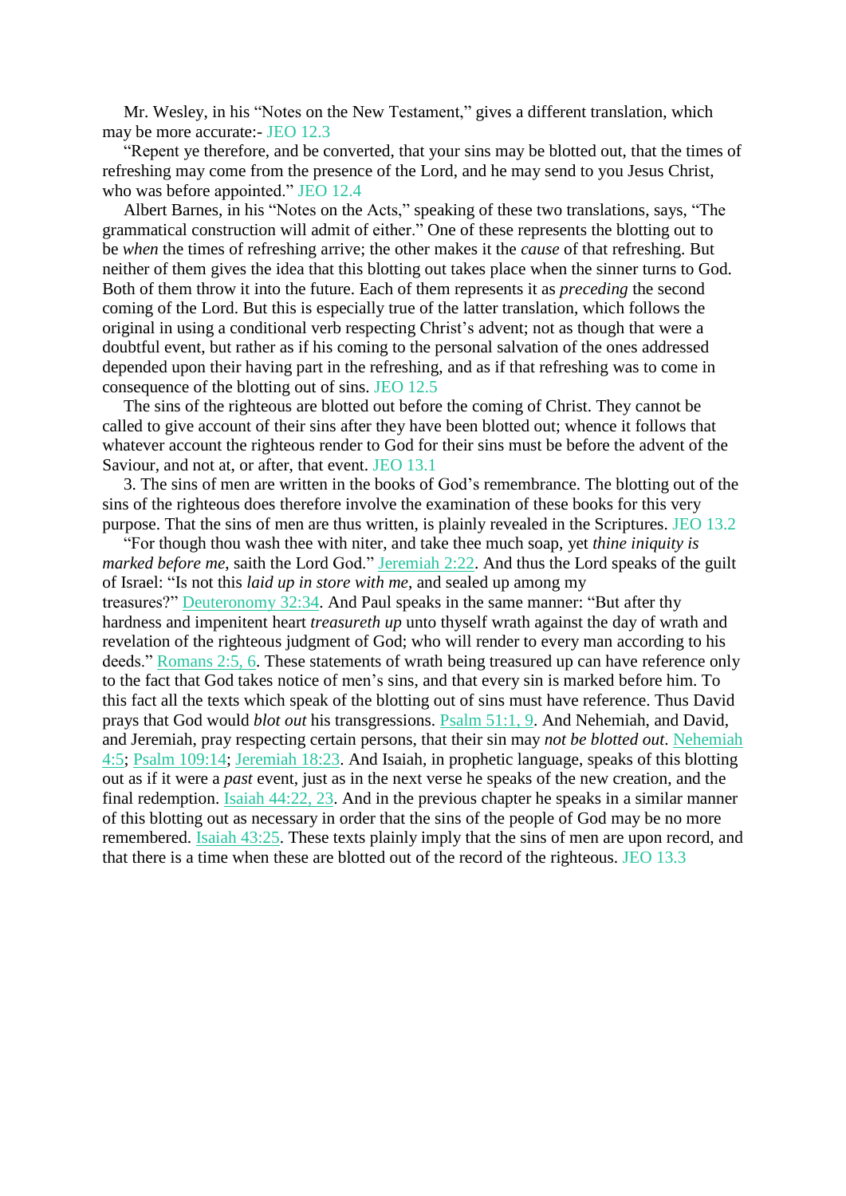Mr. Wesley, in his “Notes on the New Testament,” gives a different translation, which may be more accurate:- JEO 12.3

“Repent ye therefore, and be converted, that your sins may be blotted out, that the times of refreshing may come from the presence of the Lord, and he may send to you Jesus Christ, who was before appointed.” JEO 12.4

Albert Barnes, in his “Notes on the Acts,” speaking of these two translations, says, “The grammatical construction will admit of either.” One of these represents the blotting out to be *when* the times of refreshing arrive; the other makes it the *cause* of that refreshing. But neither of them gives the idea that this blotting out takes place when the sinner turns to God. Both of them throw it into the future. Each of them represents it as *preceding* the second coming of the Lord. But this is especially true of the latter translation, which follows the original in using a conditional verb respecting Christ’s advent; not as though that were a doubtful event, but rather as if his coming to the personal salvation of the ones addressed depended upon their having part in the refreshing, and as if that refreshing was to come in consequence of the blotting out of sins. JEO 12.5

The sins of the righteous are blotted out before the coming of Christ. They cannot be called to give account of their sins after they have been blotted out; whence it follows that whatever account the righteous render to God for their sins must be before the advent of the Saviour, and not at, or after, that event. JEO 13.1

3. The sins of men are written in the books of God’s remembrance. The blotting out of the sins of the righteous does therefore involve the examination of these books for this very purpose. That the sins of men are thus written, is plainly revealed in the Scriptures. JEO 13.2

“For though thou wash thee with niter, and take thee much soap, yet *thine iniquity is marked before me*, saith the Lord God.” Jeremiah 2:22. And thus the Lord speaks of the guilt of Israel: “Is not this *laid up in store with me*, and sealed up among my treasures?” Deuteronomy 32:34. And Paul speaks in the same manner: “But after thy hardness and impenitent heart *treasureth up* unto thyself wrath against the day of wrath and revelation of the righteous judgment of God; who will render to every man according to his deeds.” Romans 2:5, 6. These statements of wrath being treasured up can have reference only to the fact that God takes notice of men’s sins, and that every sin is marked before him. To this fact all the texts which speak of the blotting out of sins must have reference. Thus David prays that God would *blot out* his transgressions. Psalm 51:1, 9. And Nehemiah, and David, and Jeremiah, pray respecting certain persons, that their sin may *not be blotted out*. Nehemiah 4:5; Psalm 109:14; Jeremiah 18:23. And Isaiah, in prophetic language, speaks of this blotting out as if it were a *past* event, just as in the next verse he speaks of the new creation, and the final redemption. Isaiah 44:22, 23. And in the previous chapter he speaks in a similar manner of this blotting out as necessary in order that the sins of the people of God may be no more remembered. Isaiah 43:25. These texts plainly imply that the sins of men are upon record, and that there is a time when these are blotted out of the record of the righteous. JEO 13.3